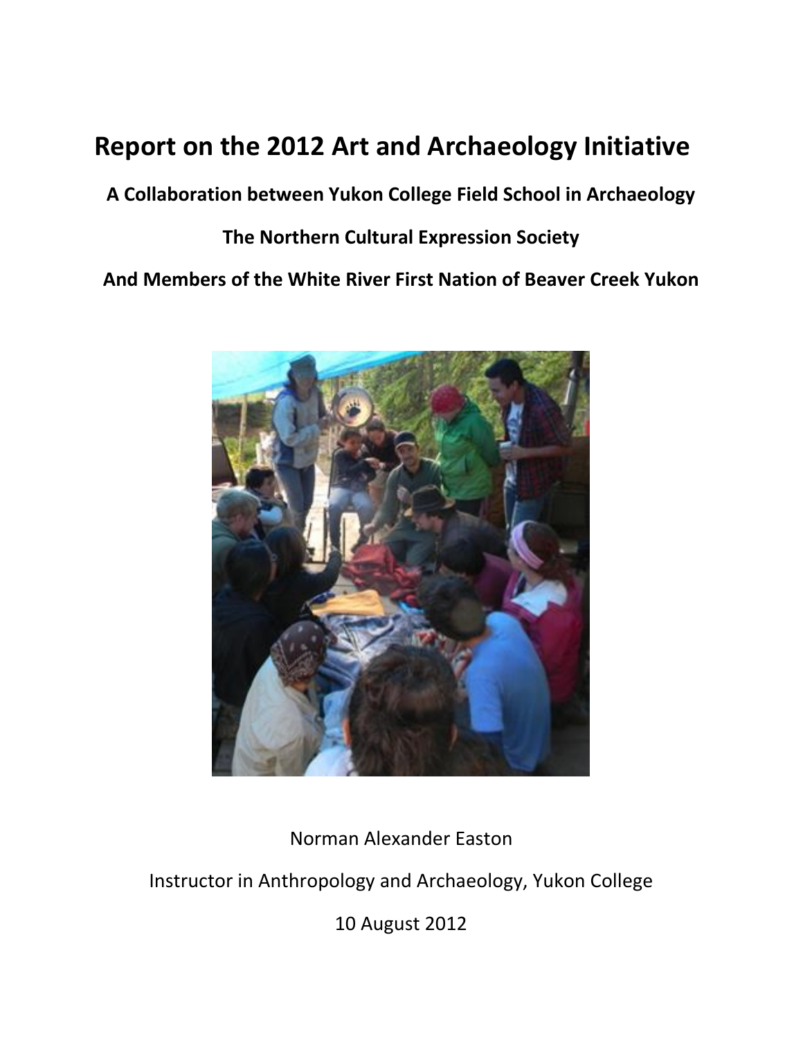# Report on the 2012 Art and Archaeology Initiative

**A Collaboration between Yukon College Field School in Archaeology**

**The Northern Cultural Expression Society**

**And Members of the White River First Nation of Beaver Creek Yukon**

Norman Alexander Easton

Instructor in Anthropology and Archaeology, Yukon College

10 August 2012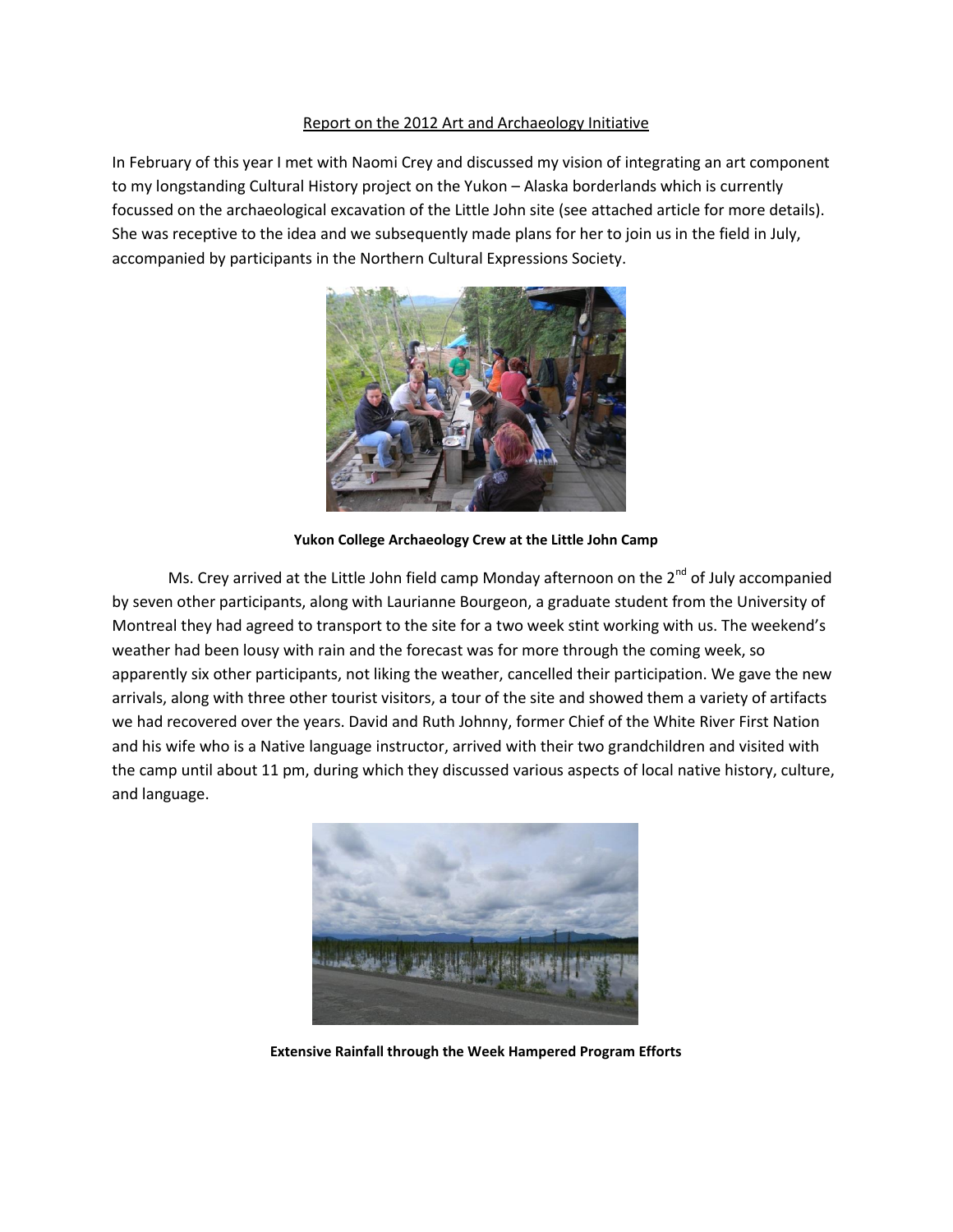Report on the 2012 Art and Archaeology Initiative

In February of this year I met with Naomi Crey and discussed my vision of integrating an art component to my longstanding Cultural History project on the Yukon – Alaska borderlands which is currently focussed on the archaeological excavation of the Little John site (see attached article for more details). She was receptive to the idea and we subsequently made plans for her to join us in the field in July, accompanied by participants in the Northern Cultural Expressions Society.

**Yukon College Archaeology Crew at the Little John Camp**

Ms. Crey arrived at the Little John field camp Monday afternoon on the 2nd of July accompanied by seven other participants, along with Laurianne Bourgeon, a graduate student from the University of Montreal they had agreed to transport to the site for a two week stint working with us. The weekend's weather had been lousy with rain and the forecast was for more through the coming week, so apparently six other participants, not liking the weather, cancelled their participation. We gave the new arrivals, along with three other tourist visitors, a tour of the site and showed them a variety of artifacts we had recovered over the years. David and Ruth Johnny, former Chief of the White River First Nation and his wife who is a Native language instructor, arrived with their two grandchildren and visited with the camp until about 11 pm, during which they discussed various aspects of local native history, culture, and language.

**Extensive Rainfall through the Week Hampered Program Efforts**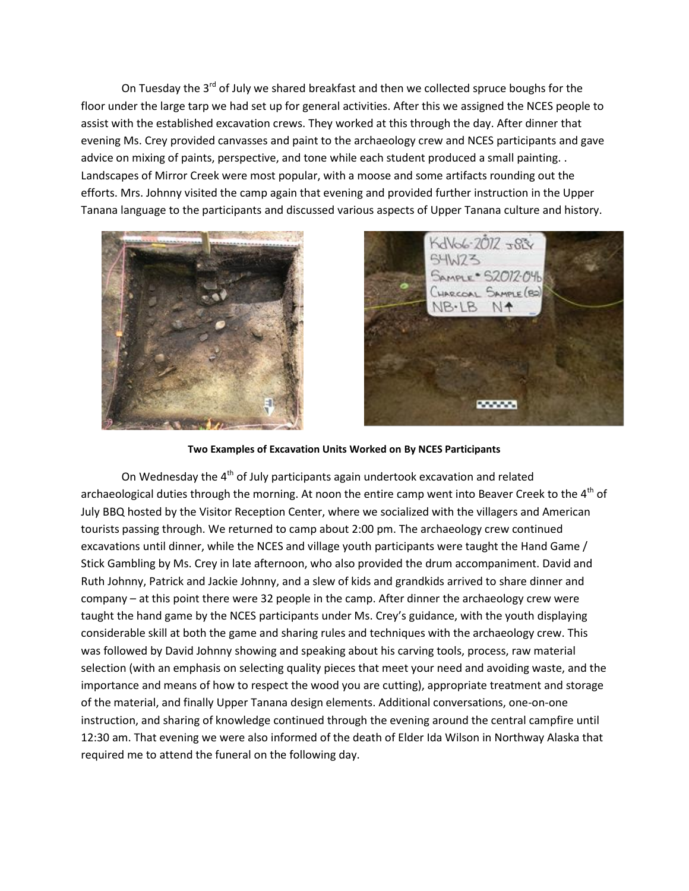On Tuesday the 3rd of July we shared breakfast and then we collected spruce boughs for the floor under the large tarp we had set up for general activities. After this we assigned the NCES people to assist with the established excavation crews. They worked at this through the day. After dinner that evening Ms. Crey provided canvasses and paint to the archaeology crew and NCES participants and gave advice on mixing of paints, perspective, and tone while each student produced a small painting. . Landscapes of Mirror Creek were most popular, with a moose and some artifacts rounding out the efforts. Mrs. Johnny visited the camp again that evening and provided further instruction in the Upper Tanana language to the participants and discussed various aspects of Upper Tanana culture and history.

**Two Examples of Excavation Units Worked on By NCES Participants**

On Wednesday the 4th of July participants again undertook excavation and related archaeological duties through the morning. At noon the entire camp went into Beaver Creek to the 4th of July BBQ hosted by the Visitor Reception Center, where we socialized with the villagers and American tourists passing through. We returned to camp about 2:00 pm. The archaeology crew continued excavations until dinner, while the NCES and village youth participants were taught the Hand Game / Stick Gambling by Ms. Crey in late afternoon, who also provided the drum accompaniment. David and Ruth Johnny, Patrick and Jackie Johnny, and a slew of kids and grandkids arrived to share dinner and company – at this point there were 32 people in the camp. After dinner the archaeology crew were taught the hand game by the NCES participants under Ms. Crey's guidance, with the youth displaying considerable skill at both the game and sharing rules and techniques with the archaeology crew. This was followed by David Johnny showing and speaking about his carving tools, process, raw material selection (with an emphasis on selecting quality pieces that meet your need and avoiding waste, and the importance and means of how to respect the wood you are cutting), appropriate treatment and storage of the material, and finally Upper Tanana design elements. Additional conversations, one-on-one instruction, and sharing of knowledge continued through the evening around the central campfire until 12:30 am. That evening we were also informed of the death of Elder Ida Wilson in Northway Alaska that required me to attend the funeral on the following day.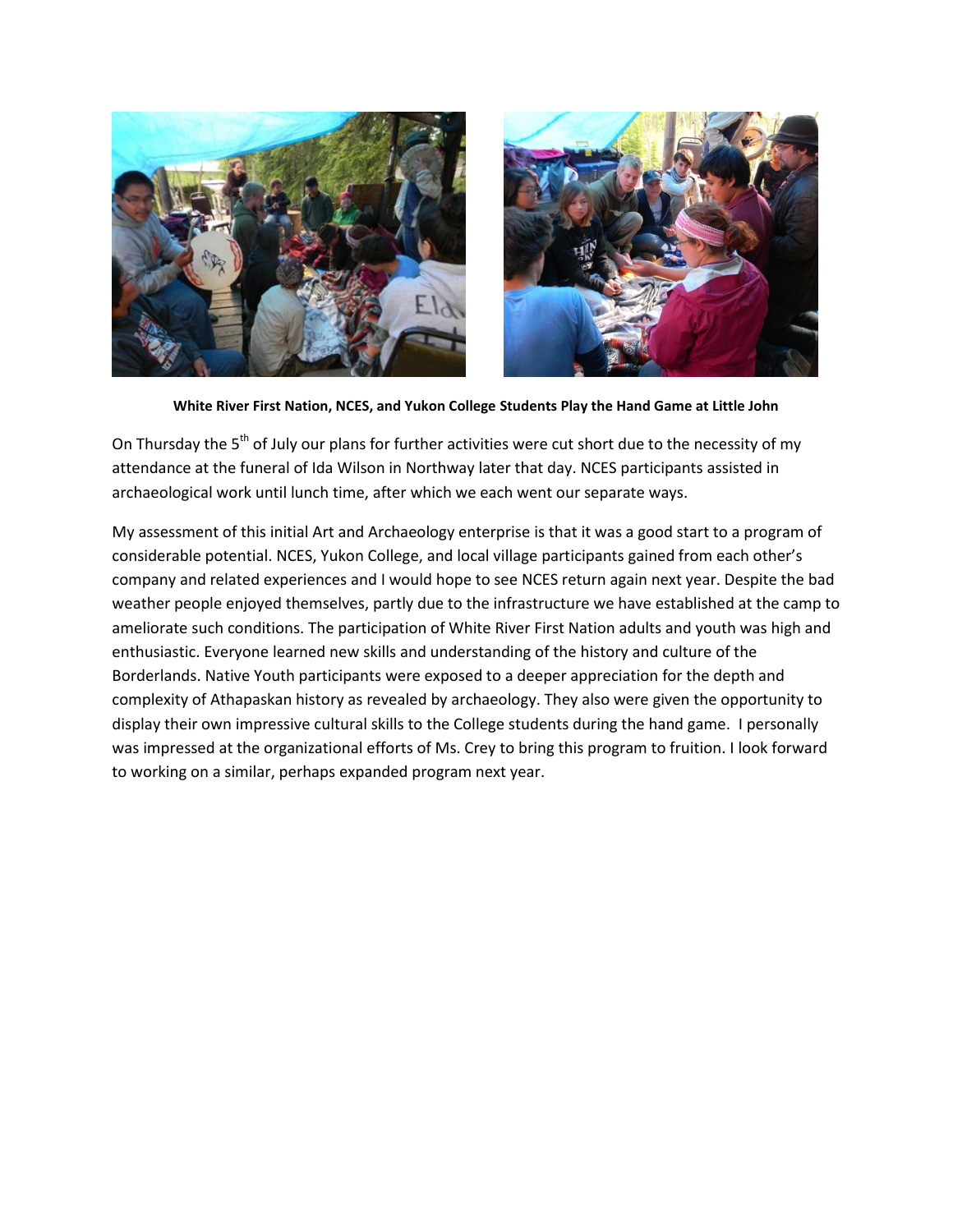**White River First Nation, NCES, and Yukon College Students Play the Hand Game at Little John**

On Thursday the 5th of July our plans for further activities were cut short due to the necessity of my attendance at the funeral of Ida Wilson in Northway later that day. NCES participants assisted in archaeological work until lunch time, after which we each went our separate ways.

My assessment of this initial Art and Archaeology enterprise is that it was a good start to a program of considerable potential. NCES, Yukon College, and local village participants gained from each other's company and related experiences and I would hope to see NCES return again next year. Despite the bad weather people enjoyed themselves, partly due to the infrastructure we have established at the camp to ameliorate such conditions. The participation of White River First Nation adults and youth was high and enthusiastic. Everyone learned new skills and understanding of the history and culture of the Borderlands. Native Youth participants were exposed to a deeper appreciation for the depth and complexity of Athapaskan history as revealed by archaeology. They also were given the opportunity to display their own impressive cultural skills to the College students during the hand game. I personally was impressed at the organizational efforts of Ms. Crey to bring this program to fruition. I look forward to working on a similar, perhaps expanded program next year.